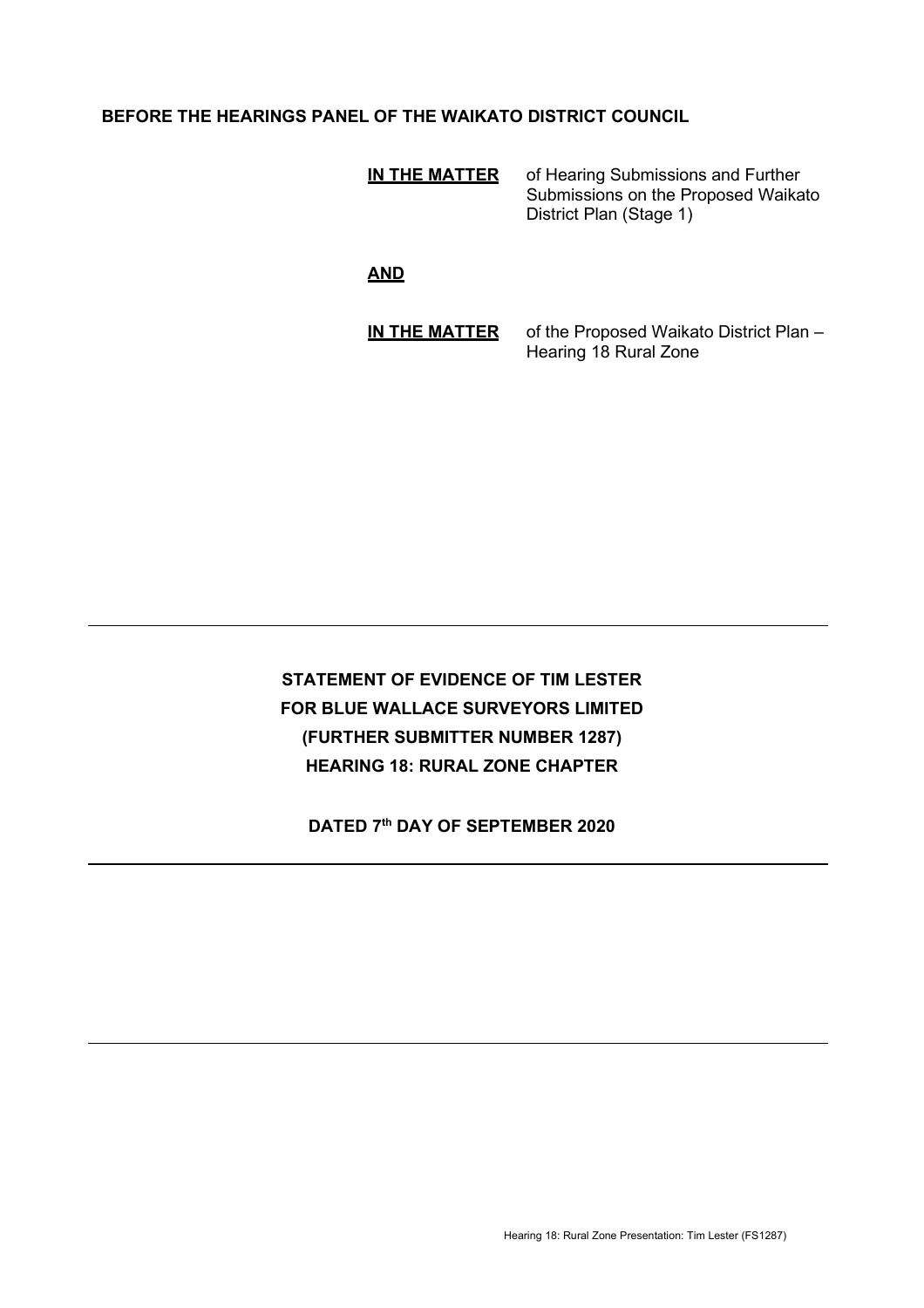**BEFORE THE HEARINGS PANEL OF THE WAIKATO DISTRICT COUNCIL**

| | |
|---|---|
| **IN THE MATTER** | of Hearing Submissions and Further Submissions on the Proposed Waikato District Plan (Stage 1) |
| **AND** | |
| **IN THE MATTER** | of the Proposed Waikato District Plan – Hearing 18 Rural Zone |

---

**STATEMENT OF EVIDENCE OF TIM LESTER**
**FOR BLUE WALLACE SURVEYORS LIMITED**
**(FURTHER SUBMITTER NUMBER 1287)**
**HEARING 18: RURAL ZONE CHAPTER**

**DATED 7th DAY OF SEPTEMBER 2020**

---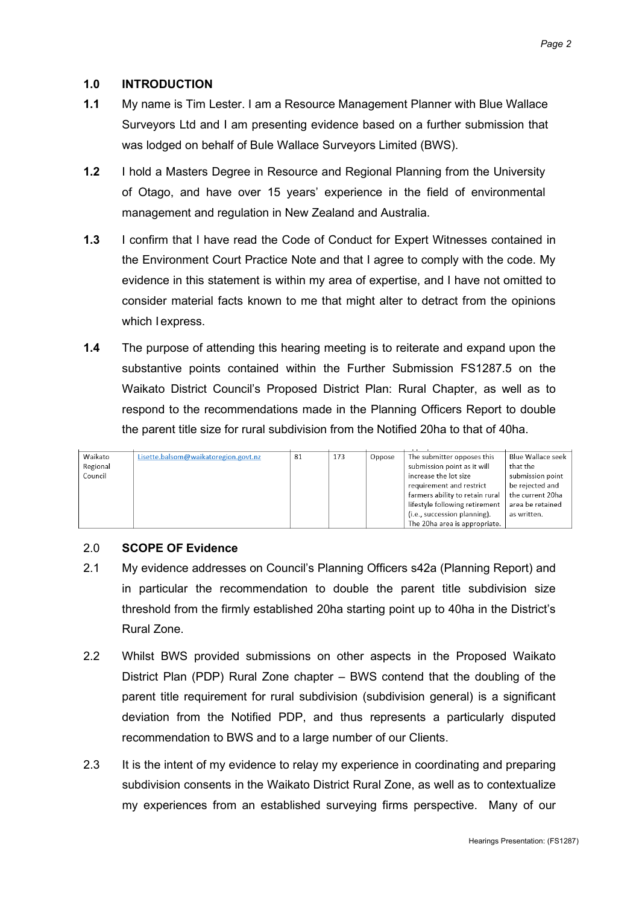## 1.0 INTRODUCTION

**1.1** My name is Tim Lester. I am a Resource Management Planner with Blue Wallace Surveyors Ltd and I am presenting evidence based on a further submission that was lodged on behalf of Bule Wallace Surveyors Limited (BWS).

**1.2** I hold a Masters Degree in Resource and Regional Planning from the University of Otago, and have over 15 years' experience in the field of environmental management and regulation in New Zealand and Australia.

**1.3** I confirm that I have read the Code of Conduct for Expert Witnesses contained in the Environment Court Practice Note and that I agree to comply with the code. My evidence in this statement is within my area of expertise, and I have not omitted to consider material facts known to me that might alter to detract from the opinions which I express.

**1.4** The purpose of attending this hearing meeting is to reiterate and expand upon the substantive points contained within the Further Submission FS1287.5 on the Waikato District Council's Proposed District Plan: Rural Chapter, as well as to respond to the recommendations made in the Planning Officers Report to double the parent title size for rural subdivision from the Notified 20ha to that of 40ha.

| | | | | | | |
|---|---|---|---|---|---|---|
| Waikato Regional Council | Lisette.balsom@waikatoregion.govt.nz | 81 | 173 | Oppose | The submitter opposes this submission point as it will increase the lot size requirement and restrict farmers ability to retain rural lifestyle following retirement (i.e., succession planning). The 20ha area is appropriate. | Blue Wallace seek that the submission point be rejected and the current 20ha area be retained as written. |

## 2.0 SCOPE OF Evidence

2.1 My evidence addresses on Council's Planning Officers s42a (Planning Report) and in particular the recommendation to double the parent title subdivision size threshold from the firmly established 20ha starting point up to 40ha in the District's Rural Zone.

2.2 Whilst BWS provided submissions on other aspects in the Proposed Waikato District Plan (PDP) Rural Zone chapter – BWS contend that the doubling of the parent title requirement for rural subdivision (subdivision general) is a significant deviation from the Notified PDP, and thus represents a particularly disputed recommendation to BWS and to a large number of our Clients.

2.3 It is the intent of my evidence to relay my experience in coordinating and preparing subdivision consents in the Waikato District Rural Zone, as well as to contextualize my experiences from an established surveying firms perspective. Many of our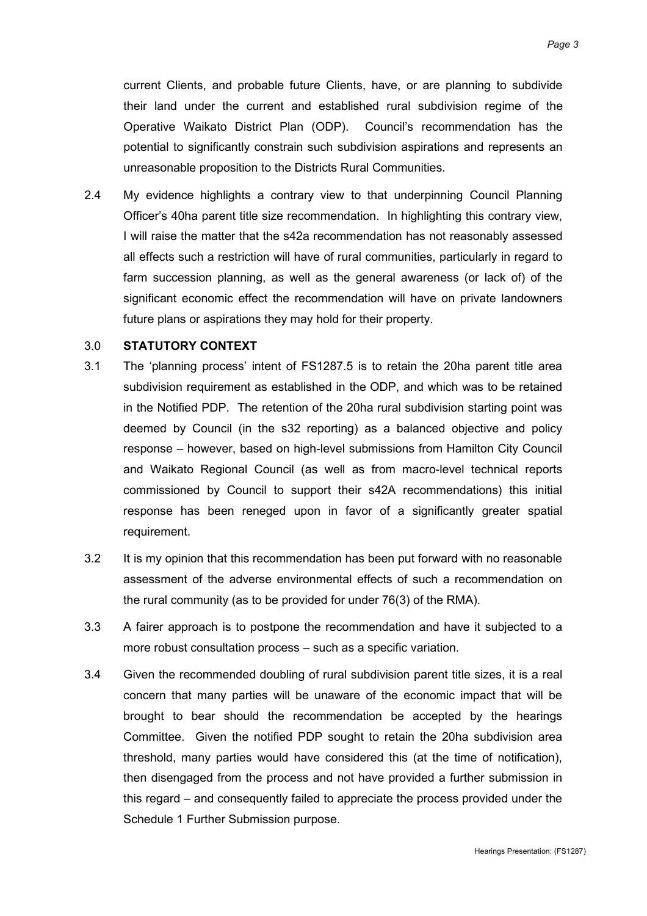current Clients, and probable future Clients, have, or are planning to subdivide their land under the current and established rural subdivision regime of the Operative Waikato District Plan (ODP). Council's recommendation has the potential to significantly constrain such subdivision aspirations and represents an unreasonable proposition to the Districts Rural Communities.

2.4 My evidence highlights a contrary view to that underpinning Council Planning Officer's 40ha parent title size recommendation. In highlighting this contrary view, I will raise the matter that the s42a recommendation has not reasonably assessed all effects such a restriction will have of rural communities, particularly in regard to farm succession planning, as well as the general awareness (or lack of) of the significant economic effect the recommendation will have on private landowners future plans or aspirations they may hold for their property.

## 3.0 STATUTORY CONTEXT

3.1 The 'planning process' intent of FS1287.5 is to retain the 20ha parent title area subdivision requirement as established in the ODP, and which was to be retained in the Notified PDP. The retention of the 20ha rural subdivision starting point was deemed by Council (in the s32 reporting) as a balanced objective and policy response – however, based on high-level submissions from Hamilton City Council and Waikato Regional Council (as well as from macro-level technical reports commissioned by Council to support their s42A recommendations) this initial response has been reneged upon in favor of a significantly greater spatial requirement.

3.2 It is my opinion that this recommendation has been put forward with no reasonable assessment of the adverse environmental effects of such a recommendation on the rural community (as to be provided for under 76(3) of the RMA).

3.3 A fairer approach is to postpone the recommendation and have it subjected to a more robust consultation process – such as a specific variation.

3.4 Given the recommended doubling of rural subdivision parent title sizes, it is a real concern that many parties will be unaware of the economic impact that will be brought to bear should the recommendation be accepted by the hearings Committee. Given the notified PDP sought to retain the 20ha subdivision area threshold, many parties would have considered this (at the time of notification), then disengaged from the process and not have provided a further submission in this regard – and consequently failed to appreciate the process provided under the Schedule 1 Further Submission purpose.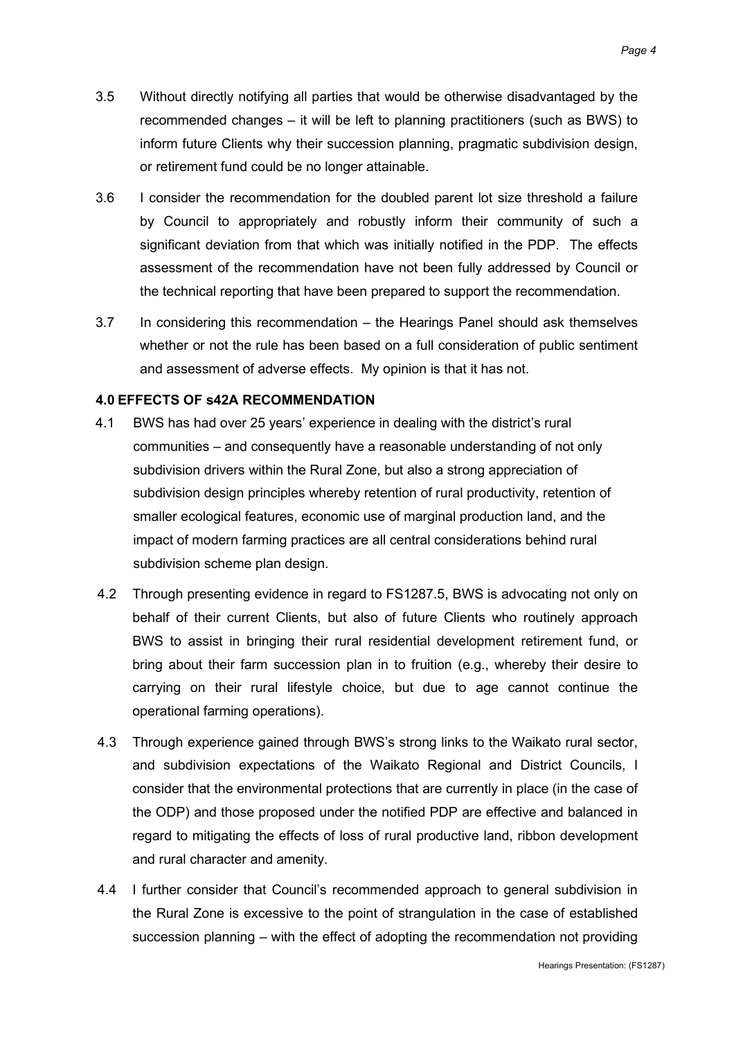3.5 Without directly notifying all parties that would be otherwise disadvantaged by the recommended changes – it will be left to planning practitioners (such as BWS) to inform future Clients why their succession planning, pragmatic subdivision design, or retirement fund could be no longer attainable.

3.6 I consider the recommendation for the doubled parent lot size threshold a failure by Council to appropriately and robustly inform their community of such a significant deviation from that which was initially notified in the PDP. The effects assessment of the recommendation have not been fully addressed by Council or the technical reporting that have been prepared to support the recommendation.

3.7 In considering this recommendation – the Hearings Panel should ask themselves whether or not the rule has been based on a full consideration of public sentiment and assessment of adverse effects. My opinion is that it has not.

## 4.0 EFFECTS OF s42A RECOMMENDATION

4.1 BWS has had over 25 years' experience in dealing with the district's rural communities – and consequently have a reasonable understanding of not only subdivision drivers within the Rural Zone, but also a strong appreciation of subdivision design principles whereby retention of rural productivity, retention of smaller ecological features, economic use of marginal production land, and the impact of modern farming practices are all central considerations behind rural subdivision scheme plan design.

4.2 Through presenting evidence in regard to FS1287.5, BWS is advocating not only on behalf of their current Clients, but also of future Clients who routinely approach BWS to assist in bringing their rural residential development retirement fund, or bring about their farm succession plan in to fruition (e.g., whereby their desire to carrying on their rural lifestyle choice, but due to age cannot continue the operational farming operations).

4.3 Through experience gained through BWS's strong links to the Waikato rural sector, and subdivision expectations of the Waikato Regional and District Councils, I consider that the environmental protections that are currently in place (in the case of the ODP) and those proposed under the notified PDP are effective and balanced in regard to mitigating the effects of loss of rural productive land, ribbon development and rural character and amenity.

4.4 I further consider that Council's recommended approach to general subdivision in the Rural Zone is excessive to the point of strangulation in the case of established succession planning – with the effect of adopting the recommendation not providing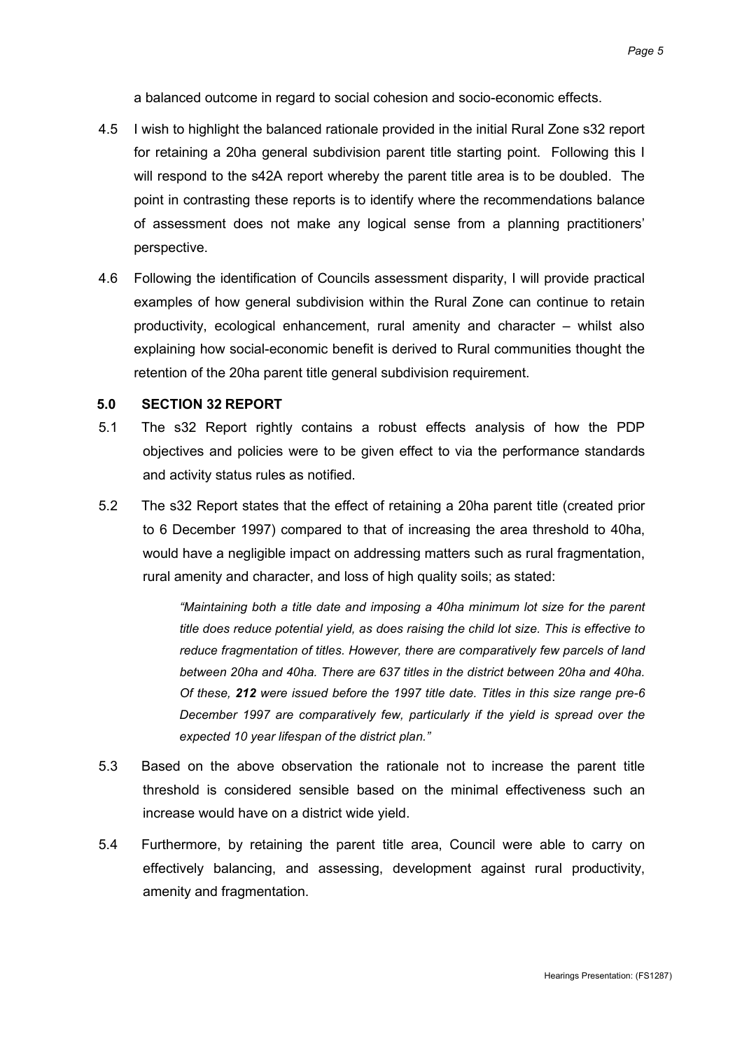a balanced outcome in regard to social cohesion and socio-economic effects.

4.5 I wish to highlight the balanced rationale provided in the initial Rural Zone s32 report for retaining a 20ha general subdivision parent title starting point. Following this I will respond to the s42A report whereby the parent title area is to be doubled. The point in contrasting these reports is to identify where the recommendations balance of assessment does not make any logical sense from a planning practitioners' perspective.

4.6 Following the identification of Councils assessment disparity, I will provide practical examples of how general subdivision within the Rural Zone can continue to retain productivity, ecological enhancement, rural amenity and character – whilst also explaining how social-economic benefit is derived to Rural communities thought the retention of the 20ha parent title general subdivision requirement.

## 5.0 SECTION 32 REPORT

5.1 The s32 Report rightly contains a robust effects analysis of how the PDP objectives and policies were to be given effect to via the performance standards and activity status rules as notified.

5.2 The s32 Report states that the effect of retaining a 20ha parent title (created prior to 6 December 1997) compared to that of increasing the area threshold to 40ha, would have a negligible impact on addressing matters such as rural fragmentation, rural amenity and character, and loss of high quality soils; as stated:

> *"Maintaining both a title date and imposing a 40ha minimum lot size for the parent title does reduce potential yield, as does raising the child lot size. This is effective to reduce fragmentation of titles. However, there are comparatively few parcels of land between 20ha and 40ha. There are 637 titles in the district between 20ha and 40ha. Of these, **212** were issued before the 1997 title date. Titles in this size range pre-6 December 1997 are comparatively few, particularly if the yield is spread over the expected 10 year lifespan of the district plan."*

5.3 Based on the above observation the rationale not to increase the parent title threshold is considered sensible based on the minimal effectiveness such an increase would have on a district wide yield.

5.4 Furthermore, by retaining the parent title area, Council were able to carry on effectively balancing, and assessing, development against rural productivity, amenity and fragmentation.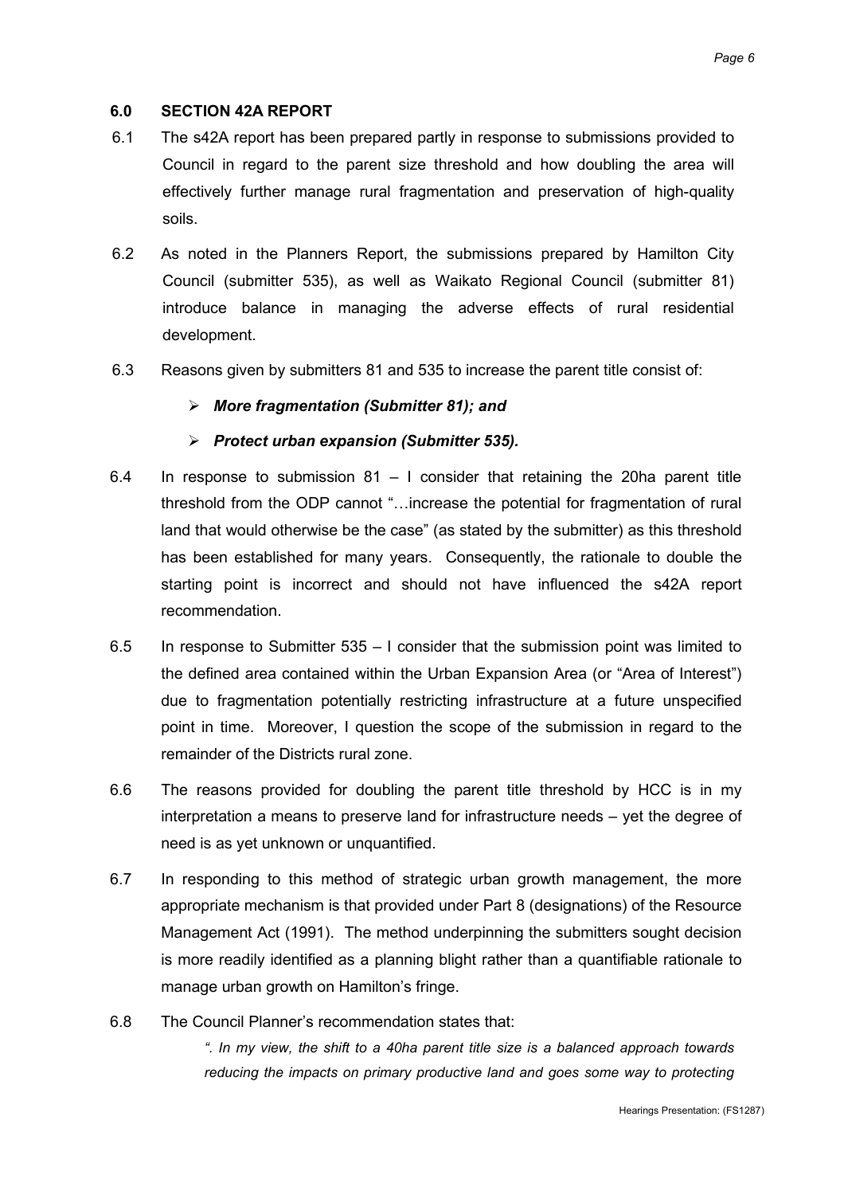## 6.0 SECTION 42A REPORT

6.1 The s42A report has been prepared partly in response to submissions provided to Council in regard to the parent size threshold and how doubling the area will effectively further manage rural fragmentation and preservation of high-quality soils.

6.2 As noted in the Planners Report, the submissions prepared by Hamilton City Council (submitter 535), as well as Waikato Regional Council (submitter 81) introduce balance in managing the adverse effects of rural residential development.

6.3 Reasons given by submitters 81 and 535 to increase the parent title consist of:

- ***More fragmentation (Submitter 81); and***
- ***Protect urban expansion (Submitter 535).***

6.4 In response to submission 81 – I consider that retaining the 20ha parent title threshold from the ODP cannot "…increase the potential for fragmentation of rural land that would otherwise be the case" (as stated by the submitter) as this threshold has been established for many years. Consequently, the rationale to double the starting point is incorrect and should not have influenced the s42A report recommendation.

6.5 In response to Submitter 535 – I consider that the submission point was limited to the defined area contained within the Urban Expansion Area (or "Area of Interest") due to fragmentation potentially restricting infrastructure at a future unspecified point in time. Moreover, I question the scope of the submission in regard to the remainder of the Districts rural zone.

6.6 The reasons provided for doubling the parent title threshold by HCC is in my interpretation a means to preserve land for infrastructure needs – yet the degree of need is as yet unknown or unquantified.

6.7 In responding to this method of strategic urban growth management, the more appropriate mechanism is that provided under Part 8 (designations) of the Resource Management Act (1991). The method underpinning the submitters sought decision is more readily identified as a planning blight rather than a quantifiable rationale to manage urban growth on Hamilton's fringe.

6.8 The Council Planner's recommendation states that:

> *". In my view, the shift to a 40ha parent title size is a balanced approach towards reducing the impacts on primary productive land and goes some way to protecting*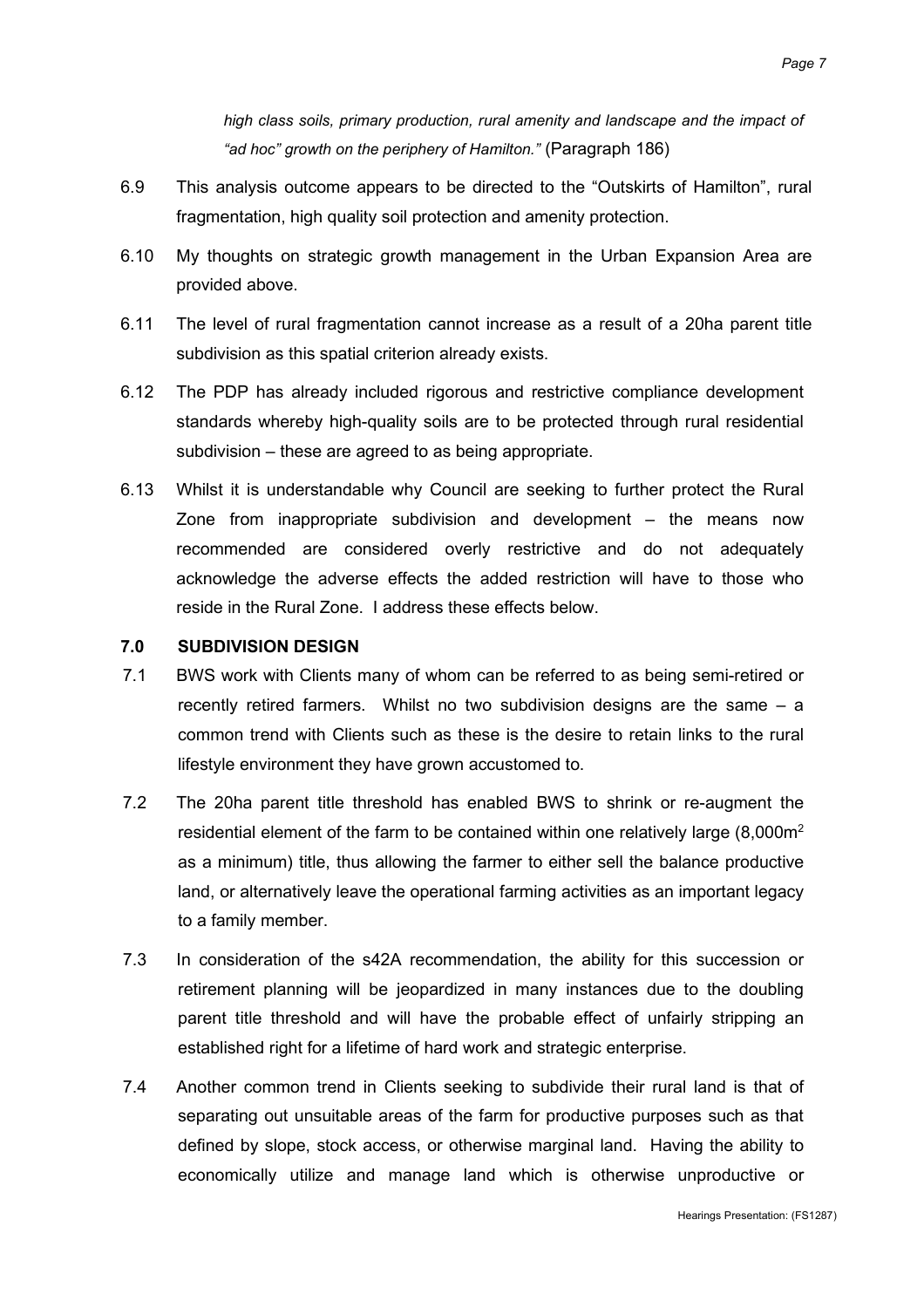*high class soils, primary production, rural amenity and landscape and the impact of "ad hoc" growth on the periphery of Hamilton."* (Paragraph 186)

6.9 This analysis outcome appears to be directed to the "Outskirts of Hamilton", rural fragmentation, high quality soil protection and amenity protection.

6.10 My thoughts on strategic growth management in the Urban Expansion Area are provided above.

6.11 The level of rural fragmentation cannot increase as a result of a 20ha parent title subdivision as this spatial criterion already exists.

6.12 The PDP has already included rigorous and restrictive compliance development standards whereby high-quality soils are to be protected through rural residential subdivision – these are agreed to as being appropriate.

6.13 Whilst it is understandable why Council are seeking to further protect the Rural Zone from inappropriate subdivision and development – the means now recommended are considered overly restrictive and do not adequately acknowledge the adverse effects the added restriction will have to those who reside in the Rural Zone. I address these effects below.

## 7.0 SUBDIVISION DESIGN

7.1 BWS work with Clients many of whom can be referred to as being semi-retired or recently retired farmers. Whilst no two subdivision designs are the same – a common trend with Clients such as these is the desire to retain links to the rural lifestyle environment they have grown accustomed to.

7.2 The 20ha parent title threshold has enabled BWS to shrink or re-augment the residential element of the farm to be contained within one relatively large (8,000m$^2$ as a minimum) title, thus allowing the farmer to either sell the balance productive land, or alternatively leave the operational farming activities as an important legacy to a family member.

7.3 In consideration of the s42A recommendation, the ability for this succession or retirement planning will be jeopardized in many instances due to the doubling parent title threshold and will have the probable effect of unfairly stripping an established right for a lifetime of hard work and strategic enterprise.

7.4 Another common trend in Clients seeking to subdivide their rural land is that of separating out unsuitable areas of the farm for productive purposes such as that defined by slope, stock access, or otherwise marginal land. Having the ability to economically utilize and manage land which is otherwise unproductive or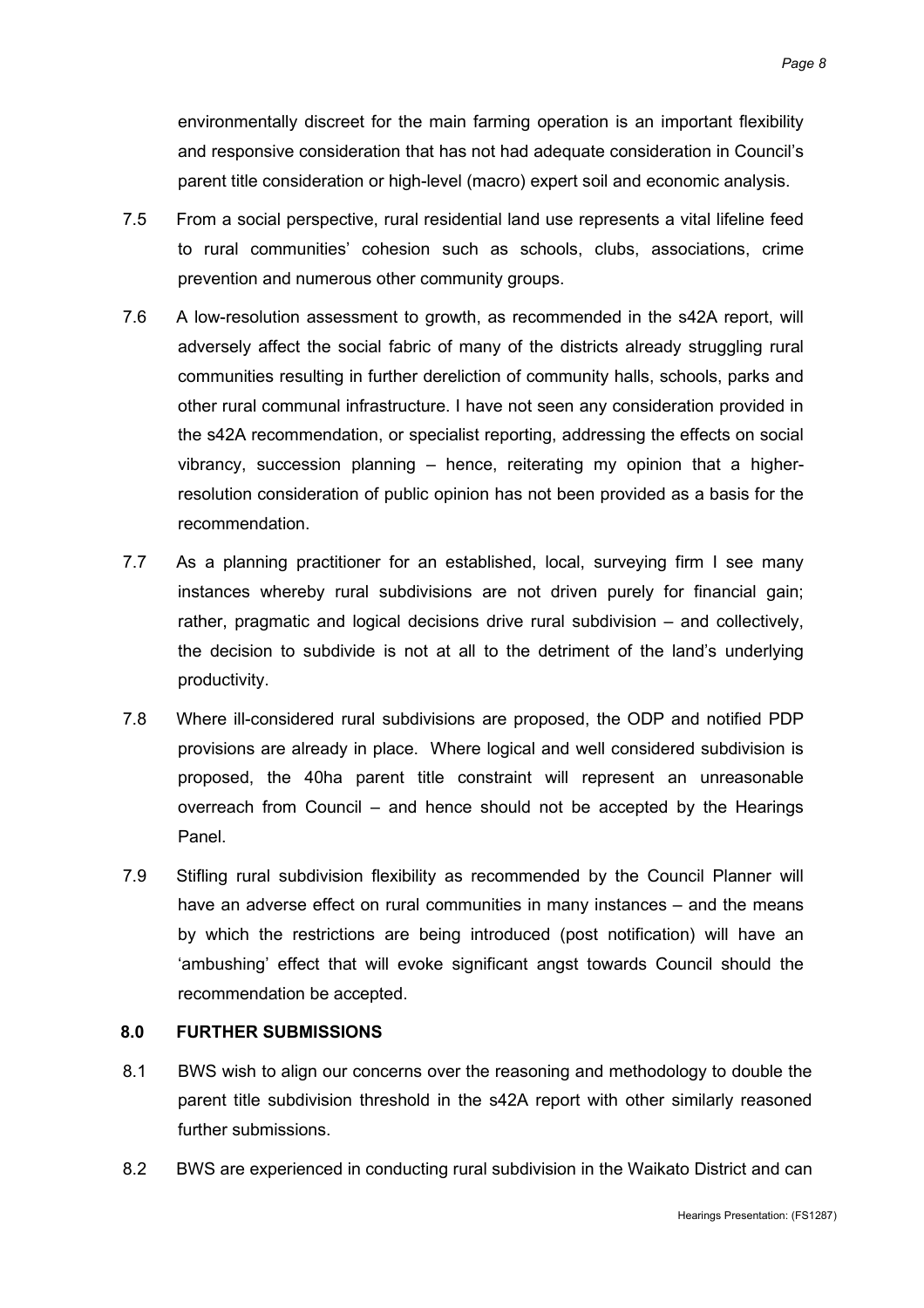environmentally discreet for the main farming operation is an important flexibility and responsive consideration that has not had adequate consideration in Council's parent title consideration or high-level (macro) expert soil and economic analysis.

7.5 From a social perspective, rural residential land use represents a vital lifeline feed to rural communities' cohesion such as schools, clubs, associations, crime prevention and numerous other community groups.

7.6 A low-resolution assessment to growth, as recommended in the s42A report, will adversely affect the social fabric of many of the districts already struggling rural communities resulting in further dereliction of community halls, schools, parks and other rural communal infrastructure. I have not seen any consideration provided in the s42A recommendation, or specialist reporting, addressing the effects on social vibrancy, succession planning – hence, reiterating my opinion that a higher-resolution consideration of public opinion has not been provided as a basis for the recommendation.

7.7 As a planning practitioner for an established, local, surveying firm I see many instances whereby rural subdivisions are not driven purely for financial gain; rather, pragmatic and logical decisions drive rural subdivision – and collectively, the decision to subdivide is not at all to the detriment of the land's underlying productivity.

7.8 Where ill-considered rural subdivisions are proposed, the ODP and notified PDP provisions are already in place. Where logical and well considered subdivision is proposed, the 40ha parent title constraint will represent an unreasonable overreach from Council – and hence should not be accepted by the Hearings Panel.

7.9 Stifling rural subdivision flexibility as recommended by the Council Planner will have an adverse effect on rural communities in many instances – and the means by which the restrictions are being introduced (post notification) will have an 'ambushing' effect that will evoke significant angst towards Council should the recommendation be accepted.

## 8.0 FURTHER SUBMISSIONS

8.1 BWS wish to align our concerns over the reasoning and methodology to double the parent title subdivision threshold in the s42A report with other similarly reasoned further submissions.

8.2 BWS are experienced in conducting rural subdivision in the Waikato District and can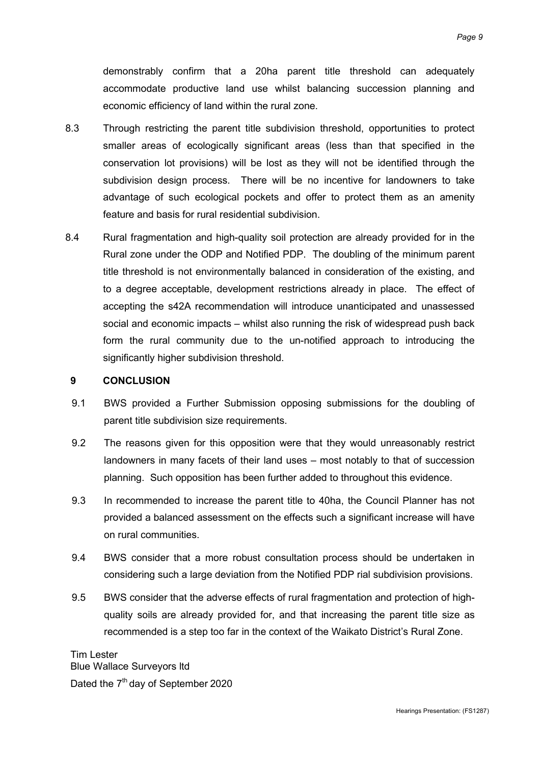demonstrably confirm that a 20ha parent title threshold can adequately accommodate productive land use whilst balancing succession planning and economic efficiency of land within the rural zone.

8.3 Through restricting the parent title subdivision threshold, opportunities to protect smaller areas of ecologically significant areas (less than that specified in the conservation lot provisions) will be lost as they will not be identified through the subdivision design process. There will be no incentive for landowners to take advantage of such ecological pockets and offer to protect them as an amenity feature and basis for rural residential subdivision.

8.4 Rural fragmentation and high-quality soil protection are already provided for in the Rural zone under the ODP and Notified PDP. The doubling of the minimum parent title threshold is not environmentally balanced in consideration of the existing, and to a degree acceptable, development restrictions already in place. The effect of accepting the s42A recommendation will introduce unanticipated and unassessed social and economic impacts – whilst also running the risk of widespread push back form the rural community due to the un-notified approach to introducing the significantly higher subdivision threshold.

## 9 CONCLUSION

9.1 BWS provided a Further Submission opposing submissions for the doubling of parent title subdivision size requirements.

9.2 The reasons given for this opposition were that they would unreasonably restrict landowners in many facets of their land uses – most notably to that of succession planning. Such opposition has been further added to throughout this evidence.

9.3 In recommended to increase the parent title to 40ha, the Council Planner has not provided a balanced assessment on the effects such a significant increase will have on rural communities.

9.4 BWS consider that a more robust consultation process should be undertaken in considering such a large deviation from the Notified PDP rial subdivision provisions.

9.5 BWS consider that the adverse effects of rural fragmentation and protection of high-quality soils are already provided for, and that increasing the parent title size as recommended is a step too far in the context of the Waikato District's Rural Zone.

Tim Lester
Blue Wallace Surveyors ltd
Dated the 7th day of September 2020